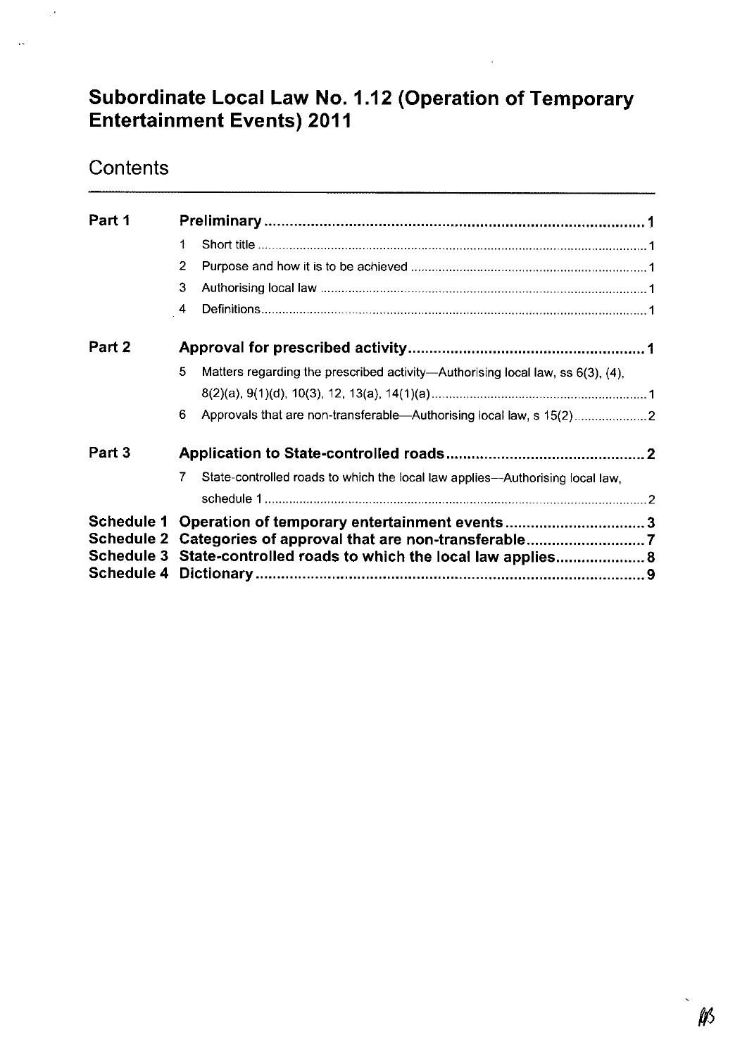# Subordinate Local Law No. 1.12 (Operation of Temporary Entertainment Events) 2011

## Contents

| | | |
|---|---|---|
| **Part 1** | **Preliminary** | **1** |
| | 1 Short title | 1 |
| | 2 Purpose and how it is to be achieved | 1 |
| | 3 Authorising local law | 1 |
| | 4 Definitions | 1 |
| **Part 2** | **Approval for prescribed activity** | **1** |
| | 5 Matters regarding the prescribed activity—Authorising local law, ss 6(3), (4), 8(2)(a), 9(1)(d), 10(3), 12, 13(a), 14(1)(a) | 1 |
| | 6 Approvals that are non-transferable—Authorising local law, s 15(2) | 2 |
| **Part 3** | **Application to State-controlled roads** | **2** |
| | 7 State-controlled roads to which the local law applies—Authorising local law, schedule 1 | 2 |
| **Schedule 1** | **Operation of temporary entertainment events** | **3** |
| **Schedule 2** | **Categories of approval that are non-transferable** | **7** |
| **Schedule 3** | **State-controlled roads to which the local law applies** | **8** |
| **Schedule 4** | **Dictionary** | **9** |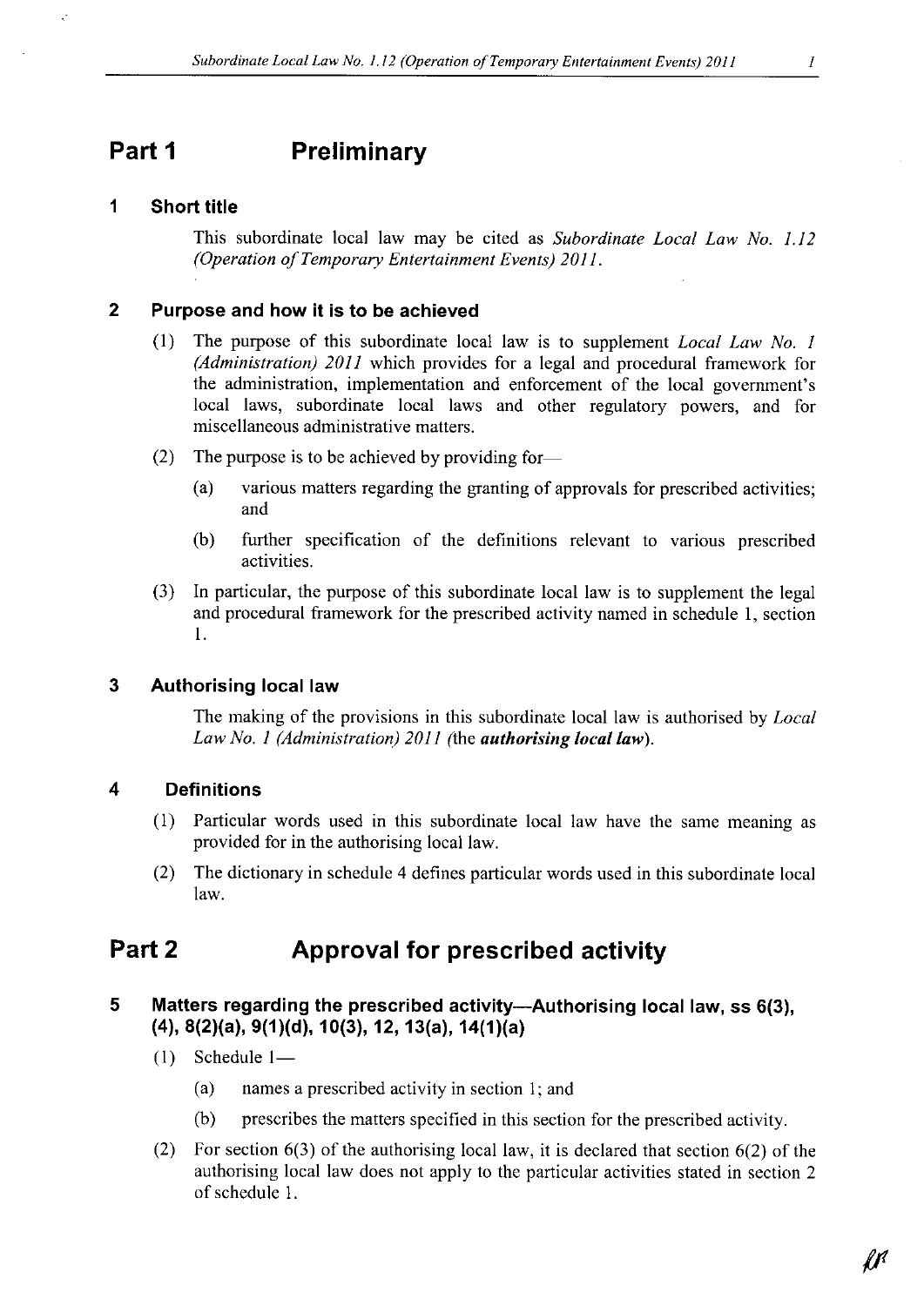# Part 1 Preliminary

## 1 Short title

This subordinate local law may be cited as *Subordinate Local Law No. 1.12 (Operation of Temporary Entertainment Events) 2011*.

## 2 Purpose and how it is to be achieved

(1) The purpose of this subordinate local law is to supplement *Local Law No. 1 (Administration) 2011* which provides for a legal and procedural framework for the administration, implementation and enforcement of the local government's local laws, subordinate local laws and other regulatory powers, and for miscellaneous administrative matters.

(2) The purpose is to be achieved by providing for—

(a) various matters regarding the granting of approvals for prescribed activities; and

(b) further specification of the definitions relevant to various prescribed activities.

(3) In particular, the purpose of this subordinate local law is to supplement the legal and procedural framework for the prescribed activity named in schedule 1, section 1.

## 3 Authorising local law

The making of the provisions in this subordinate local law is authorised by *Local Law No. 1 (Administration) 2011* (the ***authorising local law***).

## 4 Definitions

(1) Particular words used in this subordinate local law have the same meaning as provided for in the authorising local law.

(2) The dictionary in schedule 4 defines particular words used in this subordinate local law.

# Part 2 Approval for prescribed activity

## 5 Matters regarding the prescribed activity—Authorising local law, ss 6(3), (4), 8(2)(a), 9(1)(d), 10(3), 12, 13(a), 14(1)(a)

(1) Schedule 1—

(a) names a prescribed activity in section 1; and

(b) prescribes the matters specified in this section for the prescribed activity.

(2) For section 6(3) of the authorising local law, it is declared that section 6(2) of the authorising local law does not apply to the particular activities stated in section 2 of schedule 1.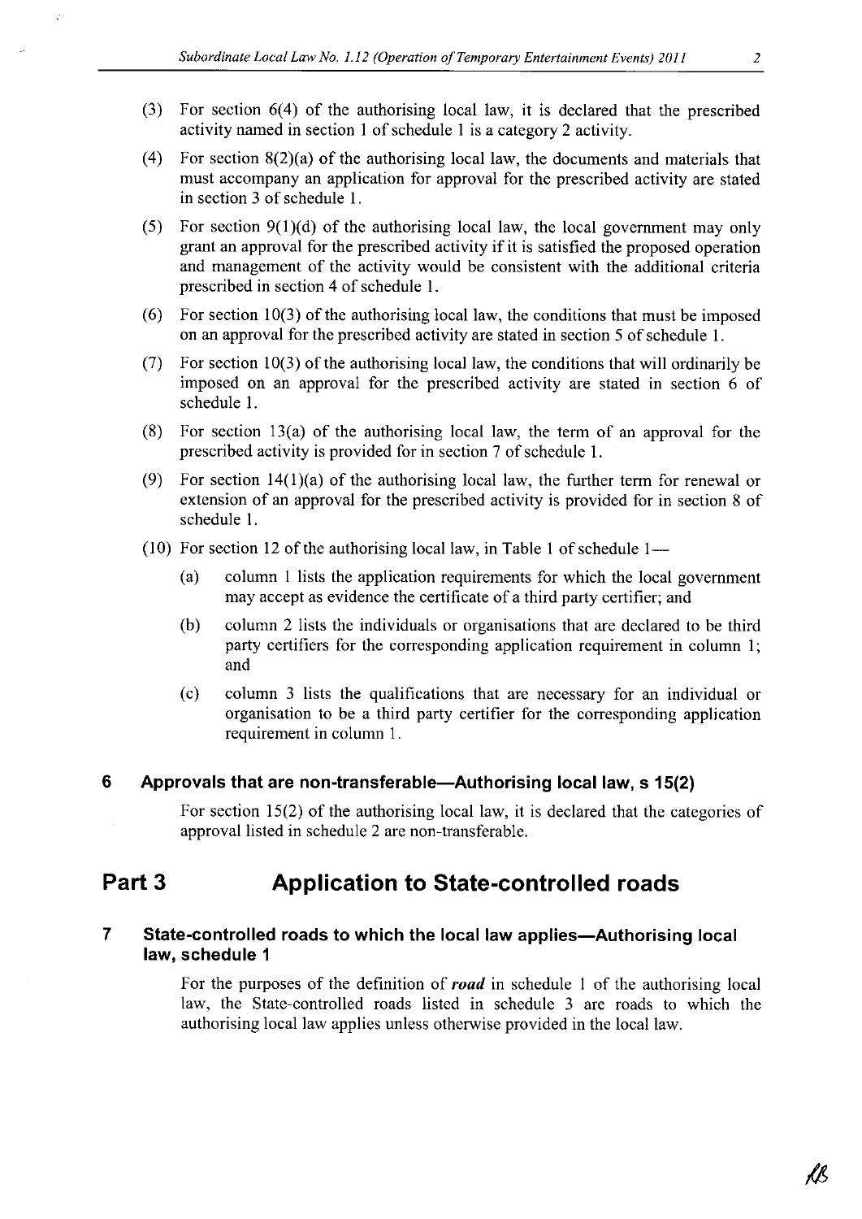(3) For section 6(4) of the authorising local law, it is declared that the prescribed activity named in section 1 of schedule 1 is a category 2 activity.

(4) For section 8(2)(a) of the authorising local law, the documents and materials that must accompany an application for approval for the prescribed activity are stated in section 3 of schedule 1.

(5) For section 9(1)(d) of the authorising local law, the local government may only grant an approval for the prescribed activity if it is satisfied the proposed operation and management of the activity would be consistent with the additional criteria prescribed in section 4 of schedule 1.

(6) For section 10(3) of the authorising local law, the conditions that must be imposed on an approval for the prescribed activity are stated in section 5 of schedule 1.

(7) For section 10(3) of the authorising local law, the conditions that will ordinarily be imposed on an approval for the prescribed activity are stated in section 6 of schedule 1.

(8) For section 13(a) of the authorising local law, the term of an approval for the prescribed activity is provided for in section 7 of schedule 1.

(9) For section 14(1)(a) of the authorising local law, the further term for renewal or extension of an approval for the prescribed activity is provided for in section 8 of schedule 1.

(10) For section 12 of the authorising local law, in Table 1 of schedule 1—

- (a) column 1 lists the application requirements for which the local government may accept as evidence the certificate of a third party certifier; and
- (b) column 2 lists the individuals or organisations that are declared to be third party certifiers for the corresponding application requirement in column 1; and
- (c) column 3 lists the qualifications that are necessary for an individual or organisation to be a third party certifier for the corresponding application requirement in column 1.

### 6 Approvals that are non-transferable—Authorising local law, s 15(2)

For section 15(2) of the authorising local law, it is declared that the categories of approval listed in schedule 2 are non-transferable.

## Part 3 Application to State-controlled roads

### 7 State-controlled roads to which the local law applies—Authorising local law, schedule 1

For the purposes of the definition of ***road*** in schedule 1 of the authorising local law, the State-controlled roads listed in schedule 3 are roads to which the authorising local law applies unless otherwise provided in the local law.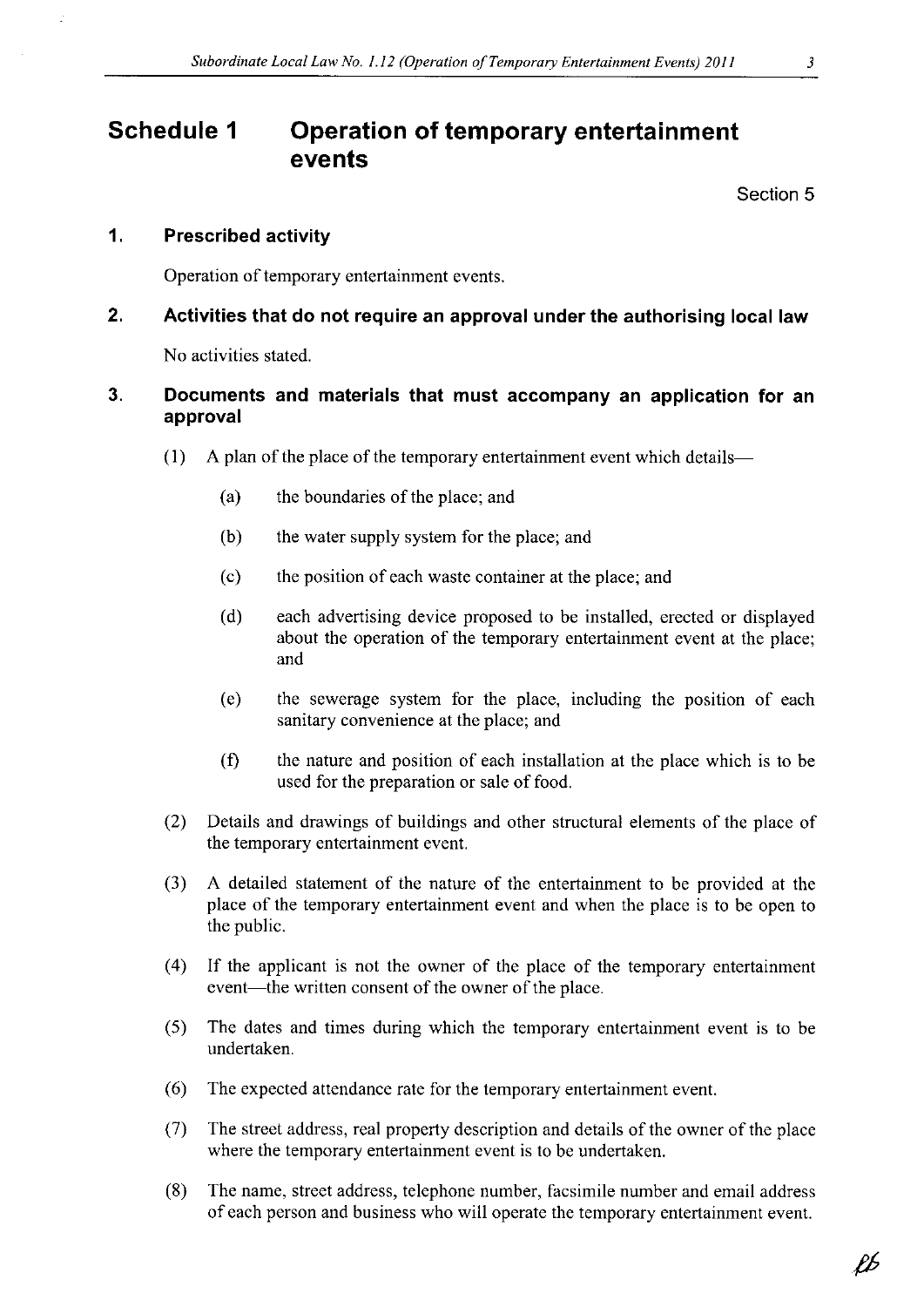# Schedule 1 Operation of temporary entertainment events

Section 5

## 1. Prescribed activity

Operation of temporary entertainment events.

## 2. Activities that do not require an approval under the authorising local law

No activities stated.

## 3. Documents and materials that must accompany an application for an approval

(1) A plan of the place of the temporary entertainment event which details—

(a) the boundaries of the place; and

(b) the water supply system for the place; and

(c) the position of each waste container at the place; and

(d) each advertising device proposed to be installed, erected or displayed about the operation of the temporary entertainment event at the place; and

(e) the sewerage system for the place, including the position of each sanitary convenience at the place; and

(f) the nature and position of each installation at the place which is to be used for the preparation or sale of food.

(2) Details and drawings of buildings and other structural elements of the place of the temporary entertainment event.

(3) A detailed statement of the nature of the entertainment to be provided at the place of the temporary entertainment event and when the place is to be open to the public.

(4) If the applicant is not the owner of the place of the temporary entertainment event—the written consent of the owner of the place.

(5) The dates and times during which the temporary entertainment event is to be undertaken.

(6) The expected attendance rate for the temporary entertainment event.

(7) The street address, real property description and details of the owner of the place where the temporary entertainment event is to be undertaken.

(8) The name, street address, telephone number, facsimile number and email address of each person and business who will operate the temporary entertainment event.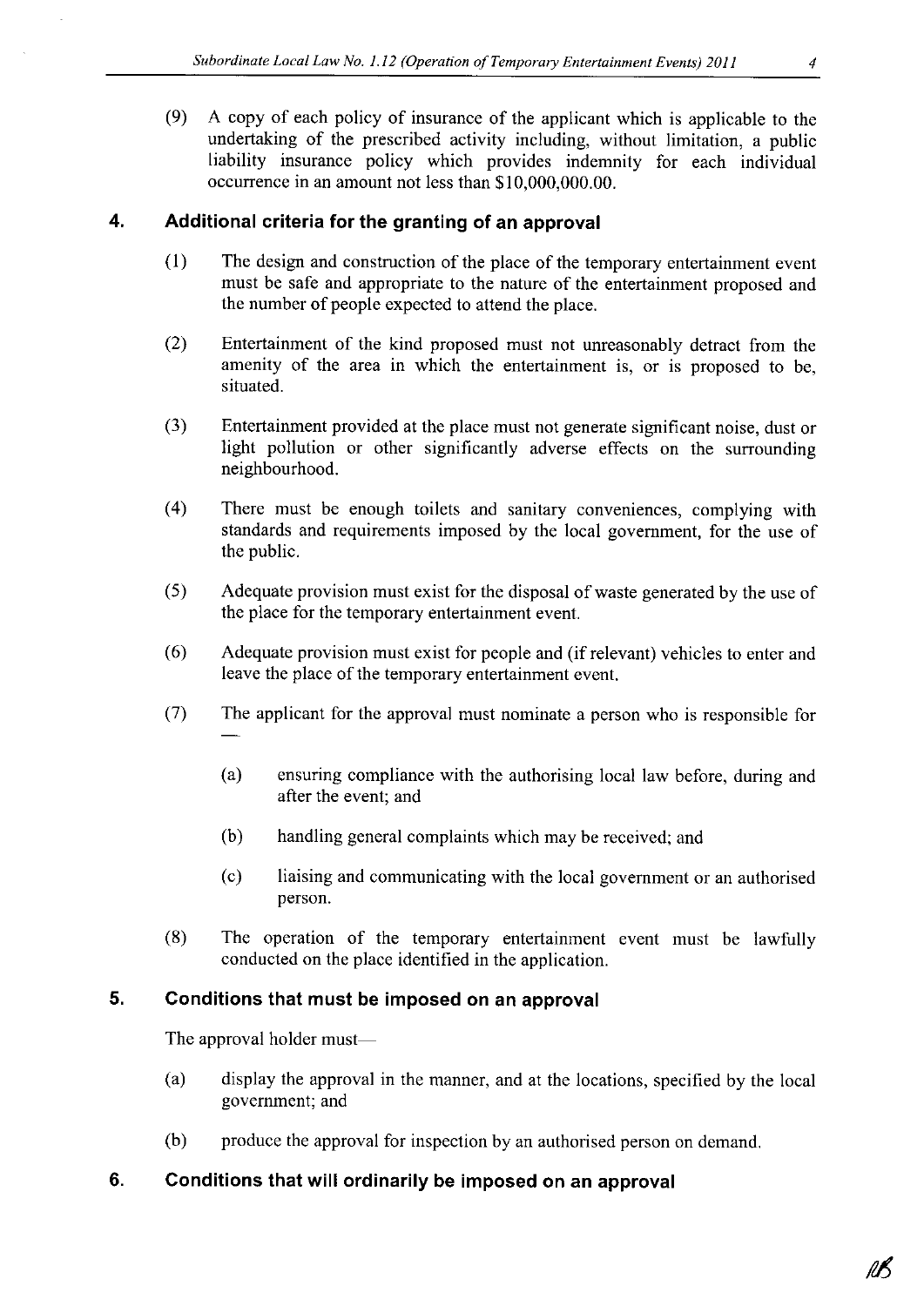(9) A copy of each policy of insurance of the applicant which is applicable to the undertaking of the prescribed activity including, without limitation, a public liability insurance policy which provides indemnity for each individual occurrence in an amount not less than $10,000,000.00.

## 4. Additional criteria for the granting of an approval

(1) The design and construction of the place of the temporary entertainment event must be safe and appropriate to the nature of the entertainment proposed and the number of people expected to attend the place.

(2) Entertainment of the kind proposed must not unreasonably detract from the amenity of the area in which the entertainment is, or is proposed to be, situated.

(3) Entertainment provided at the place must not generate significant noise, dust or light pollution or other significantly adverse effects on the surrounding neighbourhood.

(4) There must be enough toilets and sanitary conveniences, complying with standards and requirements imposed by the local government, for the use of the public.

(5) Adequate provision must exist for the disposal of waste generated by the use of the place for the temporary entertainment event.

(6) Adequate provision must exist for people and (if relevant) vehicles to enter and leave the place of the temporary entertainment event.

(7) The applicant for the approval must nominate a person who is responsible for —

(a) ensuring compliance with the authorising local law before, during and after the event; and

(b) handling general complaints which may be received; and

(c) liaising and communicating with the local government or an authorised person.

(8) The operation of the temporary entertainment event must be lawfully conducted on the place identified in the application.

## 5. Conditions that must be imposed on an approval

The approval holder must—

(a) display the approval in the manner, and at the locations, specified by the local government; and

(b) produce the approval for inspection by an authorised person on demand.

## 6. Conditions that will ordinarily be imposed on an approval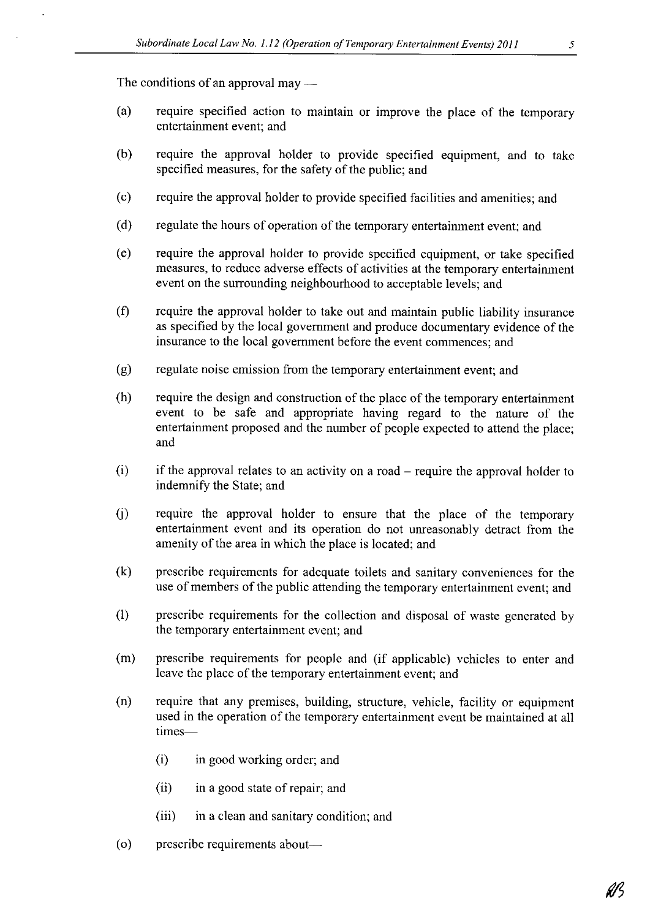The conditions of an approval may —

(a) require specified action to maintain or improve the place of the temporary entertainment event; and

(b) require the approval holder to provide specified equipment, and to take specified measures, for the safety of the public; and

(c) require the approval holder to provide specified facilities and amenities; and

(d) regulate the hours of operation of the temporary entertainment event; and

(e) require the approval holder to provide specified equipment, or take specified measures, to reduce adverse effects of activities at the temporary entertainment event on the surrounding neighbourhood to acceptable levels; and

(f) require the approval holder to take out and maintain public liability insurance as specified by the local government and produce documentary evidence of the insurance to the local government before the event commences; and

(g) regulate noise emission from the temporary entertainment event; and

(h) require the design and construction of the place of the temporary entertainment event to be safe and appropriate having regard to the nature of the entertainment proposed and the number of people expected to attend the place; and

(i) if the approval relates to an activity on a road – require the approval holder to indemnify the State; and

(j) require the approval holder to ensure that the place of the temporary entertainment event and its operation do not unreasonably detract from the amenity of the area in which the place is located; and

(k) prescribe requirements for adequate toilets and sanitary conveniences for the use of members of the public attending the temporary entertainment event; and

(l) prescribe requirements for the collection and disposal of waste generated by the temporary entertainment event; and

(m) prescribe requirements for people and (if applicable) vehicles to enter and leave the place of the temporary entertainment event; and

(n) require that any premises, building, structure, vehicle, facility or equipment used in the operation of the temporary entertainment event be maintained at all times—

  (i) in good working order; and

  (ii) in a good state of repair; and

  (iii) in a clean and sanitary condition; and

(o) prescribe requirements about—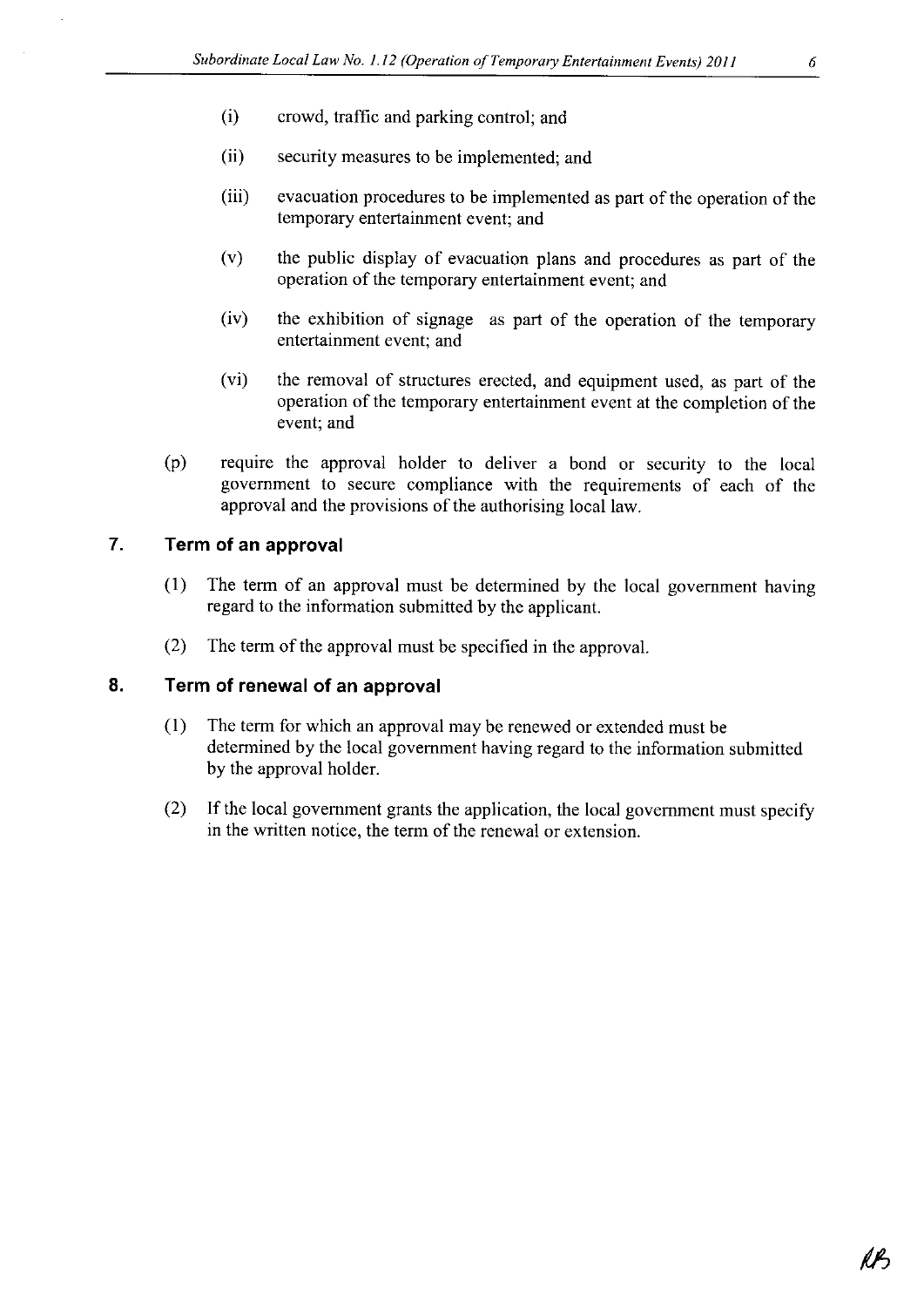(i) crowd, traffic and parking control; and

(ii) security measures to be implemented; and

(iii) evacuation procedures to be implemented as part of the operation of the temporary entertainment event; and

(v) the public display of evacuation plans and procedures as part of the operation of the temporary entertainment event; and

(iv) the exhibition of signage as part of the operation of the temporary entertainment event; and

(vi) the removal of structures erected, and equipment used, as part of the operation of the temporary entertainment event at the completion of the event; and

(p) require the approval holder to deliver a bond or security to the local government to secure compliance with the requirements of each of the approval and the provisions of the authorising local law.

## 7. Term of an approval

(1) The term of an approval must be determined by the local government having regard to the information submitted by the applicant.

(2) The term of the approval must be specified in the approval.

## 8. Term of renewal of an approval

(1) The term for which an approval may be renewed or extended must be determined by the local government having regard to the information submitted by the approval holder.

(2) If the local government grants the application, the local government must specify in the written notice, the term of the renewal or extension.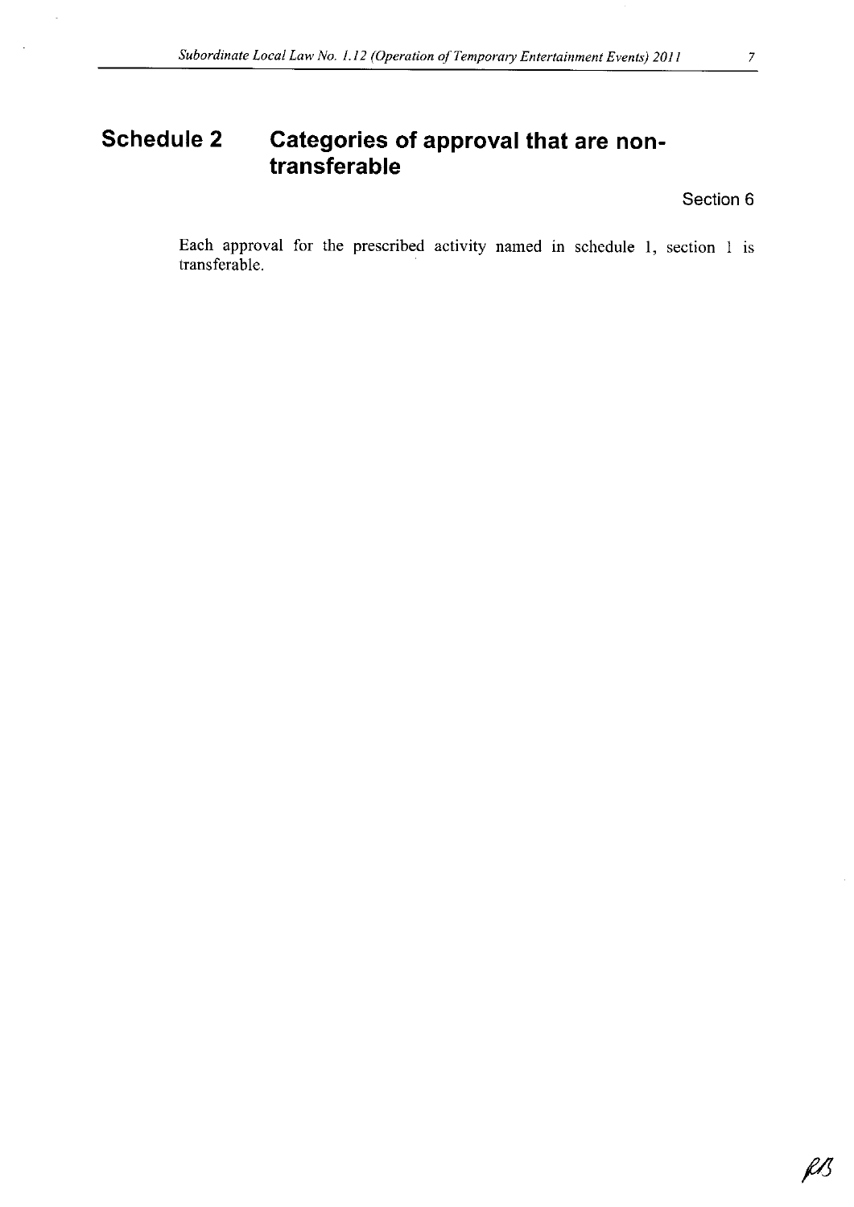# Schedule 2 Categories of approval that are non-transferable

Section 6

Each approval for the prescribed activity named in schedule 1, section 1 is transferable.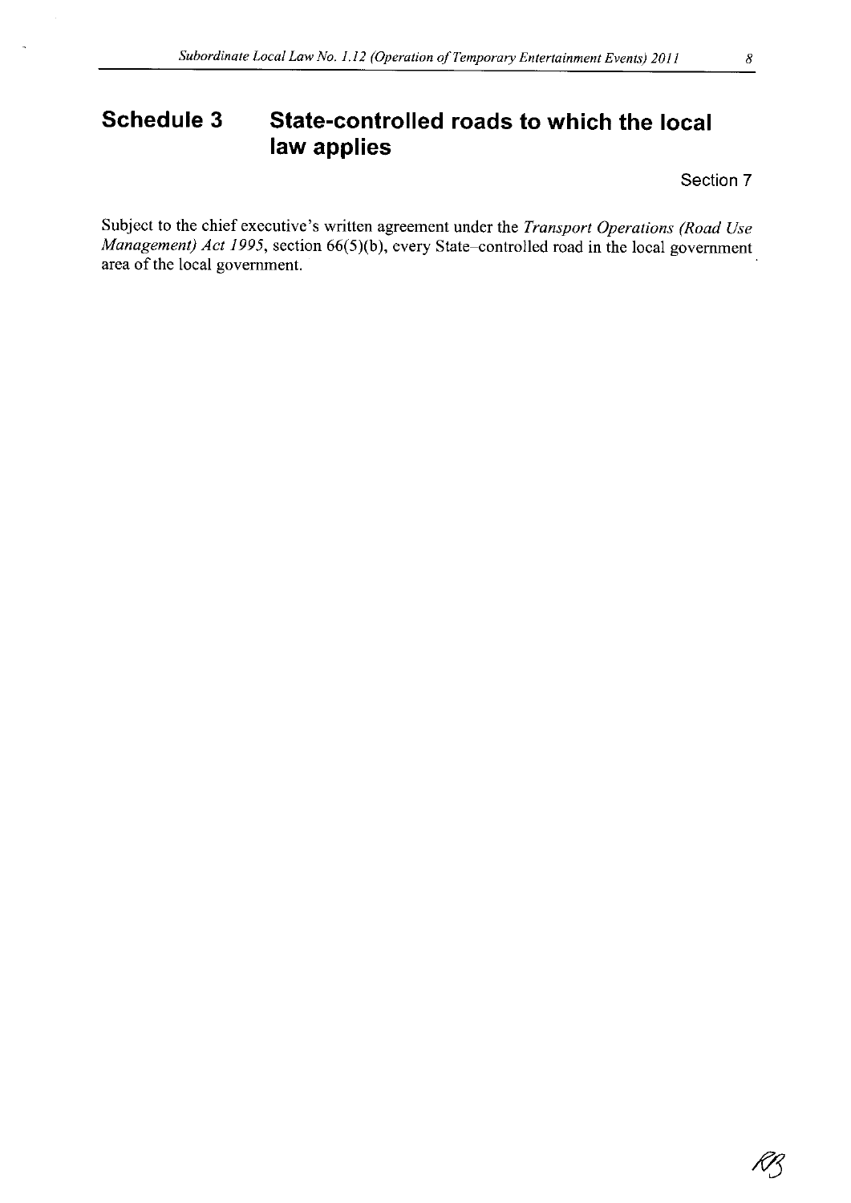# Schedule 3 State-controlled roads to which the local law applies

Section 7

Subject to the chief executive's written agreement under the *Transport Operations (Road Use Management) Act 1995*, section 66(5)(b), every State-controlled road in the local government area of the local government.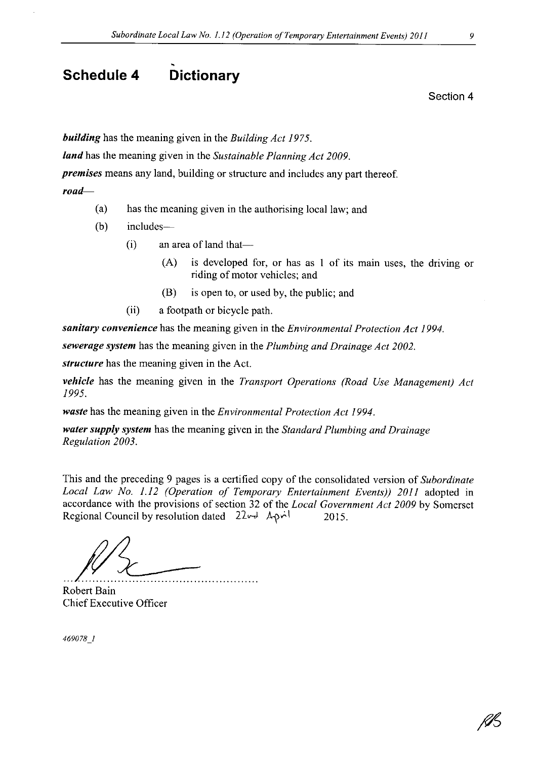# Schedule 4 Dictionary

Section 4

***building*** has the meaning given in the *Building Act 1975*.

***land*** has the meaning given in the *Sustainable Planning Act 2009*.

***premises*** means any land, building or structure and includes any part thereof.

***road***—

(a) has the meaning given in the authorising local law; and

(b) includes—

(i) an area of land that—

(A) is developed for, or has as 1 of its main uses, the driving or riding of motor vehicles; and

(B) is open to, or used by, the public; and

(ii) a footpath or bicycle path.

***sanitary convenience*** has the meaning given in the *Environmental Protection Act 1994*.

***sewerage system*** has the meaning given in the *Plumbing and Drainage Act 2002*.

***structure*** has the meaning given in the Act.

***vehicle*** has the meaning given in the *Transport Operations (Road Use Management) Act 1995*.

***waste*** has the meaning given in the *Environmental Protection Act 1994*.

***water supply system*** has the meaning given in the *Standard Plumbing and Drainage Regulation 2003*.

This and the preceding 9 pages is a certified copy of the consolidated version of *Subordinate Local Law No. 1.12 (Operation of Temporary Entertainment Events)) 2011* adopted in accordance with the provisions of section 32 of the *Local Government Act 2009* by Somerset Regional Council by resolution dated 22nd April 2015.

...................................................

Robert Bain
Chief Executive Officer

*469078_1*